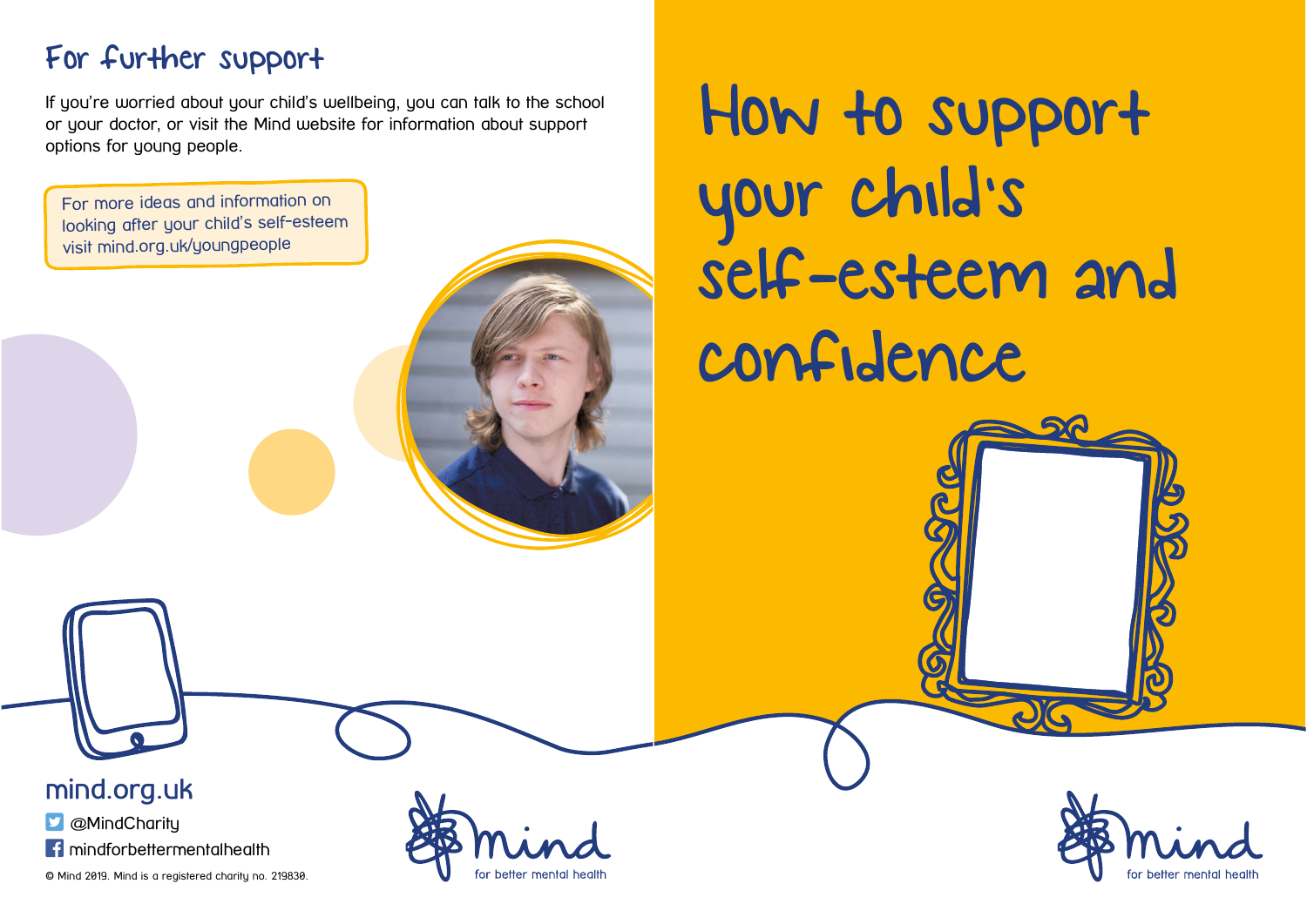## For further support

If you're worried about your child's wellbeing, you can talk to the school or your doctor, or visit the Mind website for information about support options for young people.

For more ideas and information on looking after your child's self-esteem visit mind.org.uk/youngpeople

mind.org.uk

@MindCharity

mindforbettermentalhealth

© Mind 2019. Mind is a registered charity no. 219830.

mind

for better mental health

# How to support your child's self-esteem and confidence

mind

for better mental health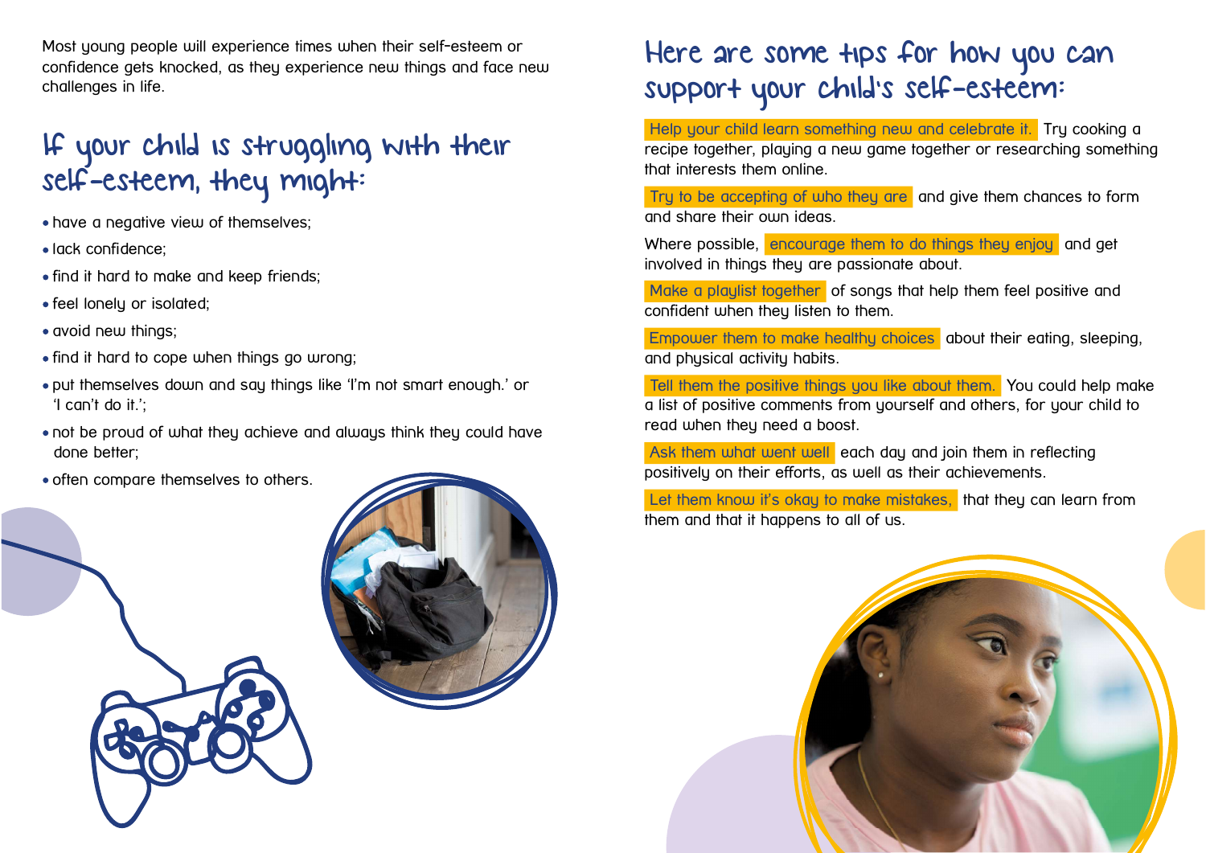Most young people will experience times when their self-esteem or confidence gets knocked, as they experience new things and face new challenges in life.

## If your child is struggling with their self-esteem, they might:

- have a negative view of themselves;
- lack confidence;
- find it hard to make and keep friends;
- feel lonely or isolated;
- avoid new things;
- find it hard to cope when things go wrong;
- put themselves down and say things like 'I'm not smart enough.' or 'I can't do it.';
- not be proud of what they achieve and always think they could have done better;
- often compare themselves to others.

## Here are some tips for how you can support your child's self-esteem:

**Help your child learn something new and celebrate it.** Try cooking a recipe together, playing a new game together or researching something that interests them online.

**Try to be accepting of who they are** and give them chances to form and share their own ideas.

Where possible, **encourage them to do things they enjoy** and get involved in things they are passionate about.

**Make a playlist together** of songs that help them feel positive and confident when they listen to them.

**Empower them to make healthy choices** about their eating, sleeping, and physical activity habits.

**Tell them the positive things you like about them.** You could help make a list of positive comments from yourself and others, for your child to read when they need a boost.

**Ask them what went well** each day and join them in reflecting positively on their efforts, as well as their achievements.

**Let them know it's okay to make mistakes,** that they can learn from them and that it happens to all of us.